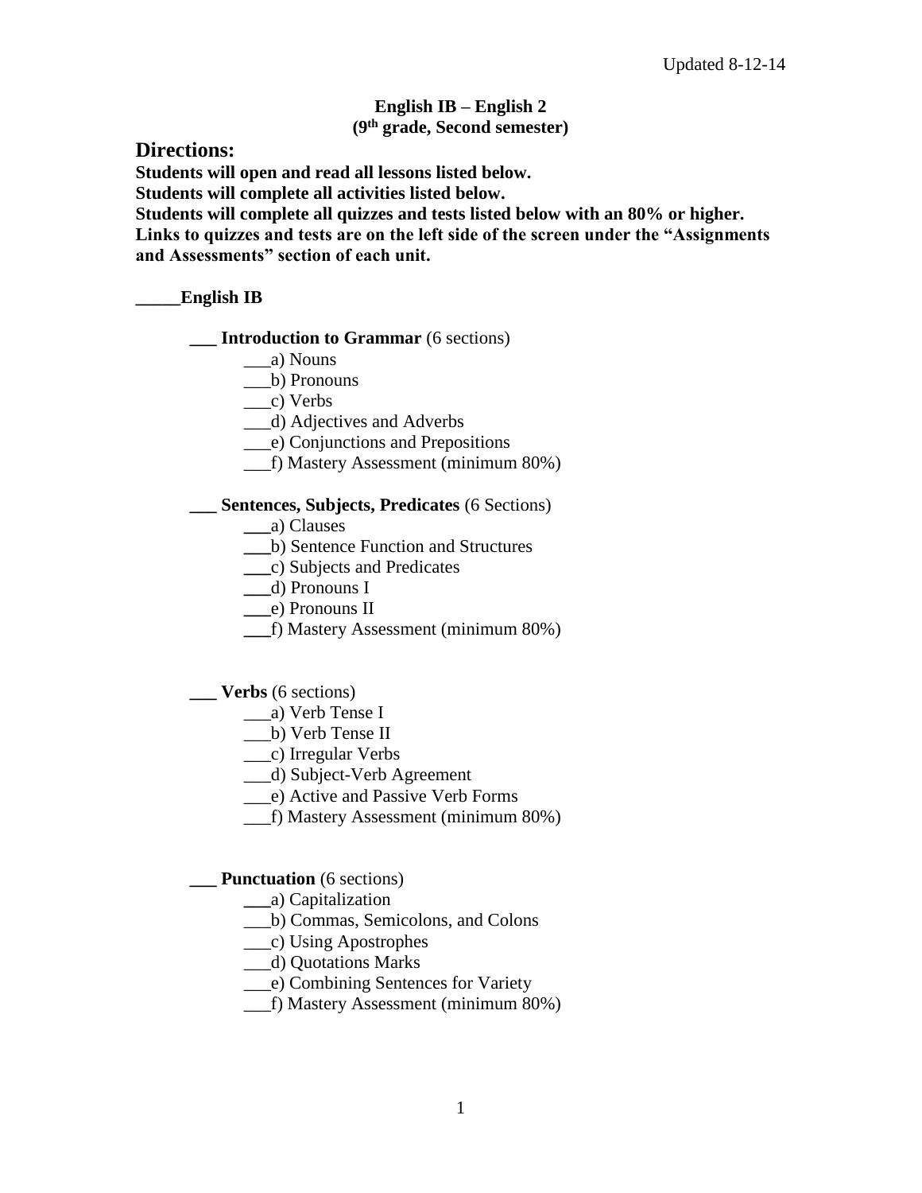Updated 8-12-14

**English IB – English 2**
**(9th grade, Second semester)**

## Directions:

**Students will open and read all lessons listed below.**
**Students will complete all activities listed below.**
**Students will complete all quizzes and tests listed below with an 80% or higher.**
**Links to quizzes and tests are on the left side of the screen under the "Assignments and Assessments" section of each unit.**

**_____English IB**

**___ Introduction to Grammar** (6 sections)
- ___a) Nouns
- ___b) Pronouns
- ___c) Verbs
- ___d) Adjectives and Adverbs
- ___e) Conjunctions and Prepositions
- ___f) Mastery Assessment (minimum 80%)

**___ Sentences, Subjects, Predicates** (6 Sections)
- ___a) Clauses
- ___b) Sentence Function and Structures
- ___c) Subjects and Predicates
- ___d) Pronouns I
- ___e) Pronouns II
- ___f) Mastery Assessment (minimum 80%)

**___ Verbs** (6 sections)
- ___a) Verb Tense I
- ___b) Verb Tense II
- ___c) Irregular Verbs
- ___d) Subject-Verb Agreement
- ___e) Active and Passive Verb Forms
- ___f) Mastery Assessment (minimum 80%)

**___ Punctuation** (6 sections)
- ___a) Capitalization
- ___b) Commas, Semicolons, and Colons
- ___c) Using Apostrophes
- ___d) Quotations Marks
- ___e) Combining Sentences for Variety
- ___f) Mastery Assessment (minimum 80%)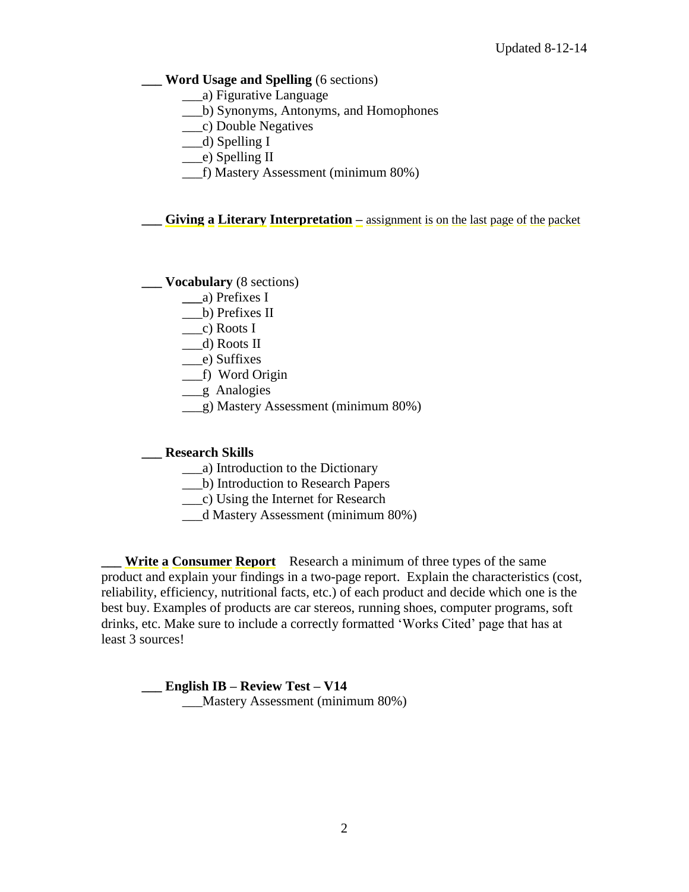___ **Word Usage and Spelling** (6 sections)
- ___a) Figurative Language
- ___b) Synonyms, Antonyms, and Homophones
- ___c) Double Negatives
- ___d) Spelling I
- ___e) Spelling II
- ___f) Mastery Assessment (minimum 80%)

___ **Giving a Literary Interpretation –** assignment is on the last page of the packet

___ **Vocabulary** (8 sections)
- ___a) Prefixes I
- ___b) Prefixes II
- ___c) Roots I
- ___d) Roots II
- ___e) Suffixes
- ___f) Word Origin
- ___g Analogies
- ___g) Mastery Assessment (minimum 80%)

___ **Research Skills**
- ___a) Introduction to the Dictionary
- ___b) Introduction to Research Papers
- ___c) Using the Internet for Research
- ___d Mastery Assessment (minimum 80%)

___ **Write a Consumer Report** Research a minimum of three types of the same product and explain your findings in a two-page report. Explain the characteristics (cost, reliability, efficiency, nutritional facts, etc.) of each product and decide which one is the best buy. Examples of products are car stereos, running shoes, computer programs, soft drinks, etc. Make sure to include a correctly formatted 'Works Cited' page that has at least 3 sources!

___ **English IB – Review Test – V14**
- ___Mastery Assessment (minimum 80%)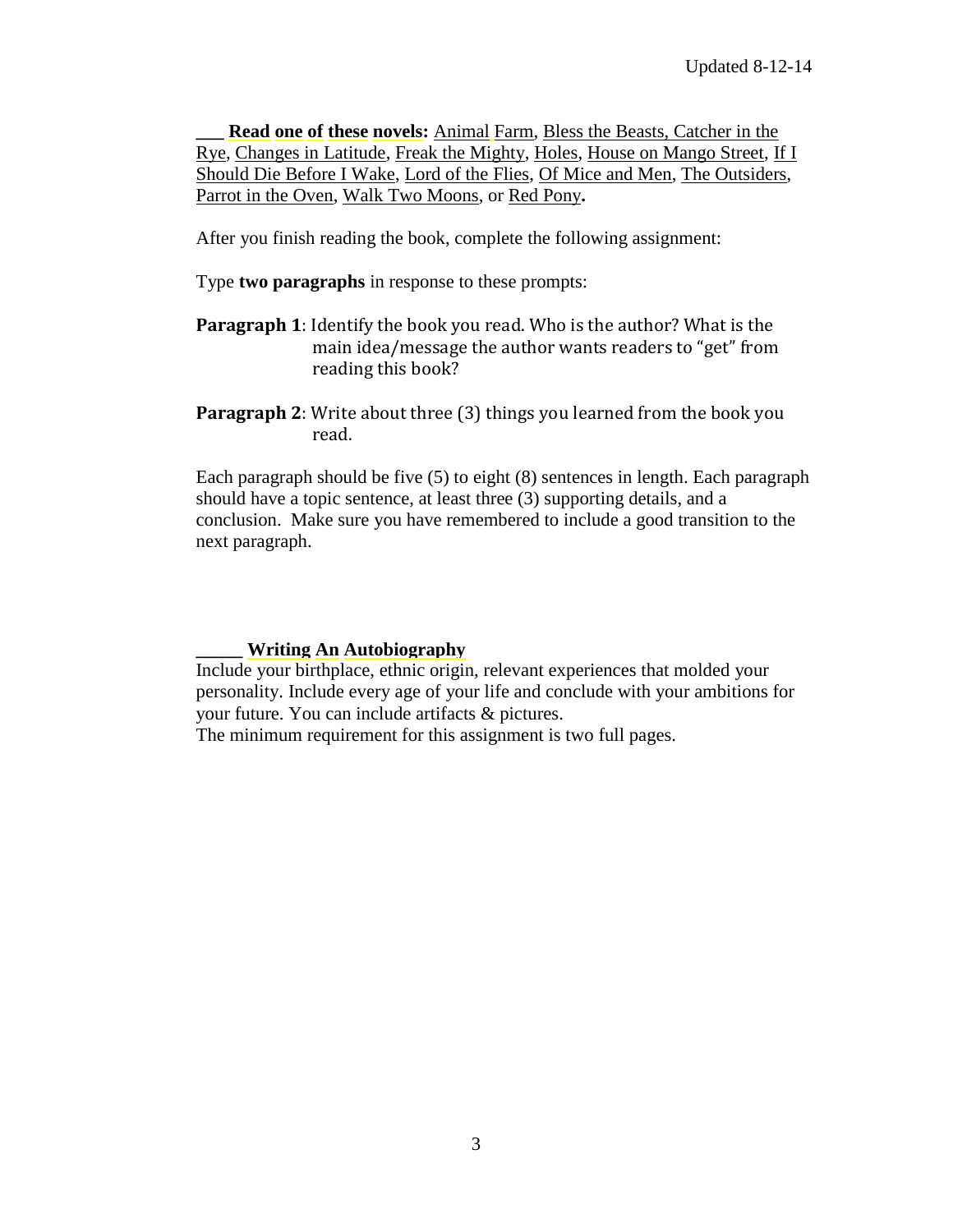___ **Read one of these novels:** Animal Farm, Bless the Beasts, Catcher in the Rye, Changes in Latitude, Freak the Mighty, Holes, House on Mango Street, If I Should Die Before I Wake, Lord of the Flies, Of Mice and Men, The Outsiders, Parrot in the Oven, Walk Two Moons, or Red Pony**.**

After you finish reading the book, complete the following assignment:

Type **two paragraphs** in response to these prompts:

**Paragraph 1**: Identify the book you read. Who is the author? What is the main idea/message the author wants readers to "get" from reading this book?

**Paragraph 2**: Write about three (3) things you learned from the book you read.

Each paragraph should be five (5) to eight (8) sentences in length. Each paragraph should have a topic sentence, at least three (3) supporting details, and a conclusion. Make sure you have remembered to include a good transition to the next paragraph.

_____ **Writing An Autobiography**

Include your birthplace, ethnic origin, relevant experiences that molded your personality. Include every age of your life and conclude with your ambitions for your future. You can include artifacts & pictures.
The minimum requirement for this assignment is two full pages.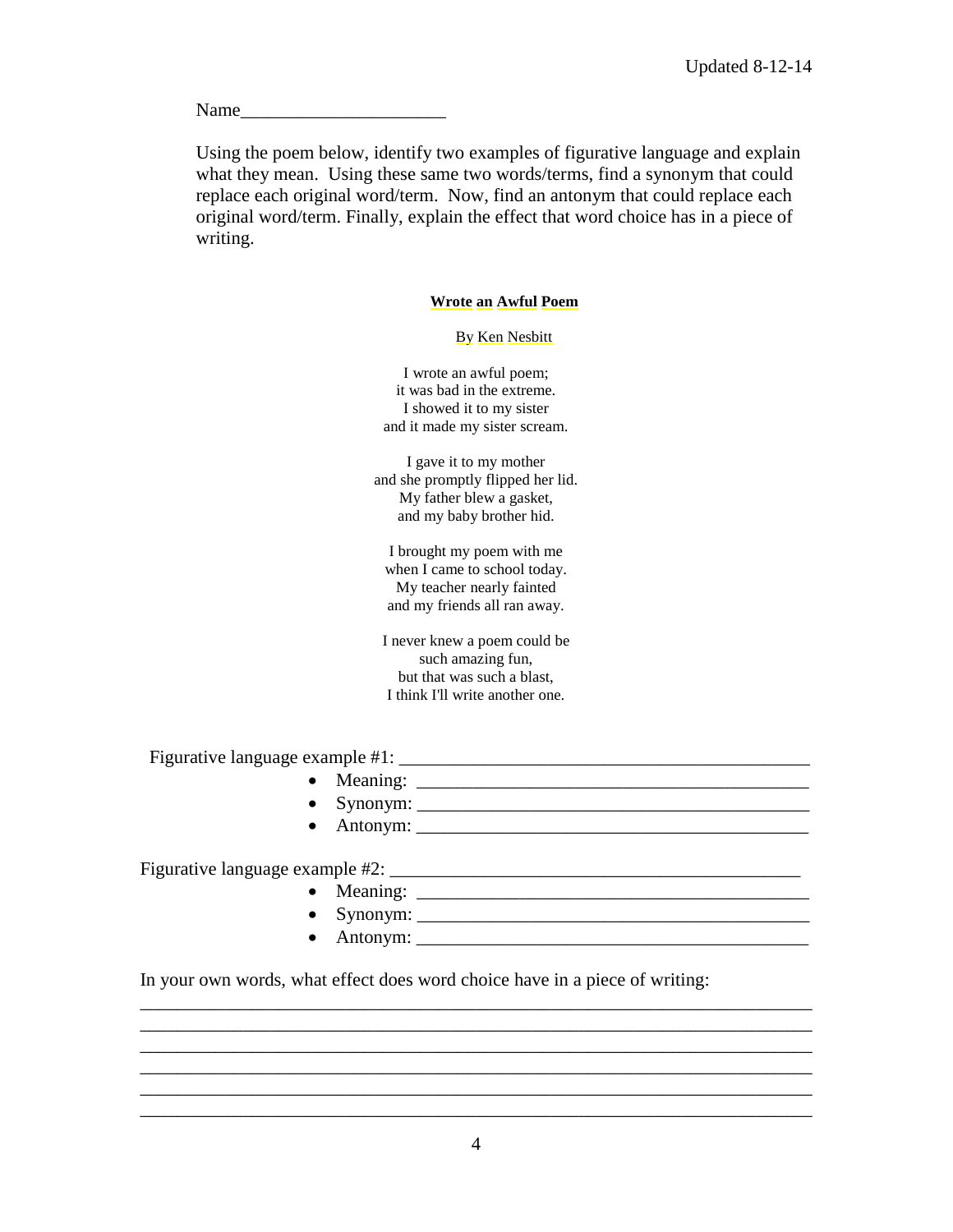Name______________________

Using the poem below, identify two examples of figurative language and explain what they mean. Using these same two words/terms, find a synonym that could replace each original word/term. Now, find an antonym that could replace each original word/term. Finally, explain the effect that word choice has in a piece of writing.

**Wrote an Awful Poem**

By Ken Nesbitt

I wrote an awful poem;  
it was bad in the extreme.  
I showed it to my sister  
and it made my sister scream.

I gave it to my mother  
and she promptly flipped her lid.  
My father blew a gasket,  
and my baby brother hid.

I brought my poem with me  
when I came to school today.  
My teacher nearly fainted  
and my friends all ran away.

I never knew a poem could be  
such amazing fun,  
but that was such a blast,  
I think I'll write another one.

Figurative language example #1: ____________________________________________

- Meaning: _________________________________________
- Synonym: _________________________________________
- Antonym: _________________________________________

Figurative language example #2: ____________________________________________

- Meaning: _________________________________________
- Synonym: _________________________________________
- Antonym: _________________________________________

In your own words, what effect does word choice have in a piece of writing:

__________________________________________________________________________
__________________________________________________________________________
__________________________________________________________________________
__________________________________________________________________________
__________________________________________________________________________
__________________________________________________________________________